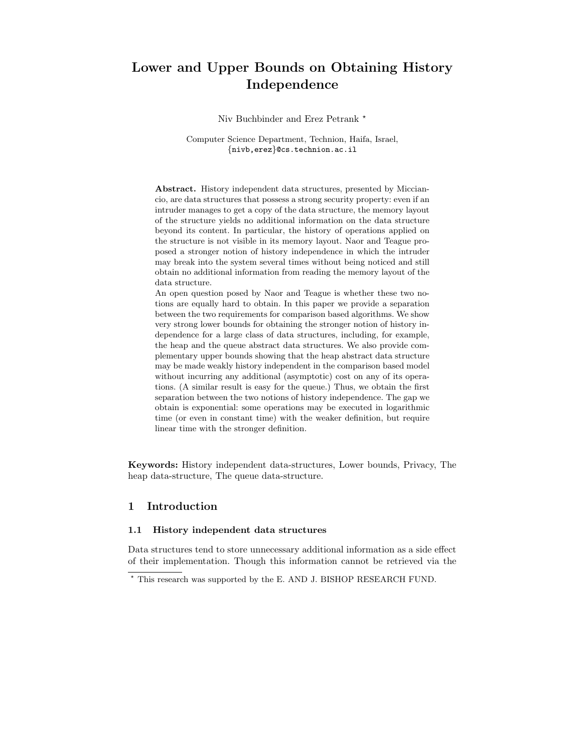# Lower and Upper Bounds on Obtaining History Independence

Niv Buchbinder and Erez Petrank [*]

Computer Science Department, Technion, Haifa, Israel,
{nivb,erez}@cs.technion.ac.il

**Abstract.** History independent data structures, presented by Micciancio, are data structures that possess a strong security property: even if an intruder manages to get a copy of the data structure, the memory layout of the structure yields no additional information on the data structure beyond its content. In particular, the history of operations applied on the structure is not visible in its memory layout. Naor and Teague proposed a stronger notion of history independence in which the intruder may break into the system several times without being noticed and still obtain no additional information from reading the memory layout of the data structure.

An open question posed by Naor and Teague is whether these two notions are equally hard to obtain. In this paper we provide a separation between the two requirements for comparison based algorithms. We show very strong lower bounds for obtaining the stronger notion of history independence for a large class of data structures, including, for example, the heap and the queue abstract data structures. We also provide complementary upper bounds showing that the heap abstract data structure may be made weakly history independent in the comparison based model without incurring any additional (asymptotic) cost on any of its operations. (A similar result is easy for the queue.) Thus, we obtain the first separation between the two notions of history independence. The gap we obtain is exponential: some operations may be executed in logarithmic time (or even in constant time) with the weaker definition, but require linear time with the stronger definition.

**Keywords:** History independent data-structures, Lower bounds, Privacy, The heap data-structure, The queue data-structure.

## 1 Introduction

### 1.1 History independent data structures

Data structures tend to store unnecessary additional information as a side effect of their implementation. Though this information cannot be retrieved via the

[*] This research was supported by the E. AND J. BISHOP RESEARCH FUND.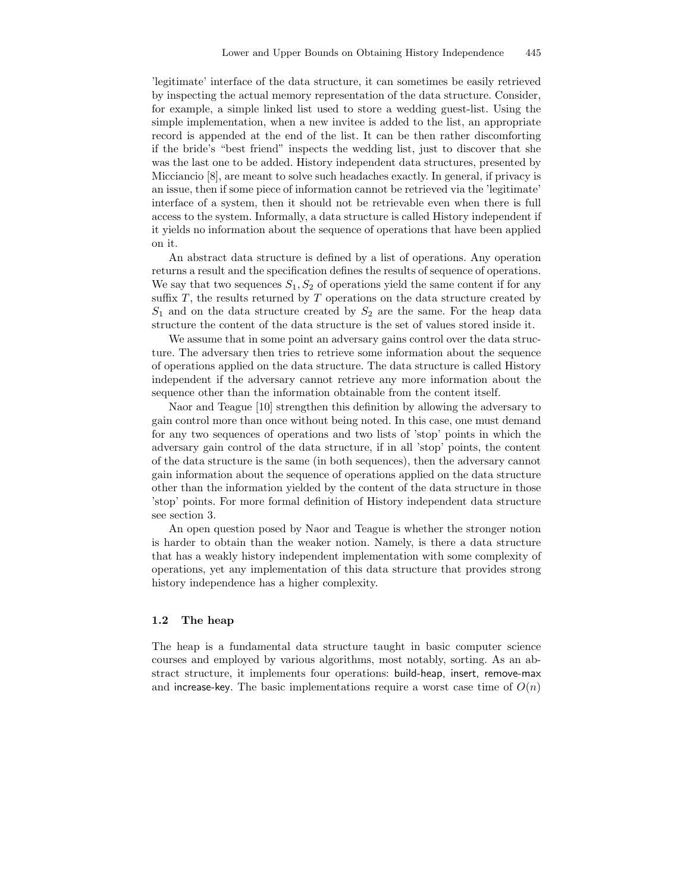'legitimate' interface of the data structure, it can sometimes be easily retrieved by inspecting the actual memory representation of the data structure. Consider, for example, a simple linked list used to store a wedding guest-list. Using the simple implementation, when a new invitee is added to the list, an appropriate record is appended at the end of the list. It can be then rather discomforting if the bride's "best friend" inspects the wedding list, just to discover that she was the last one to be added. History independent data structures, presented by Micciancio [8], are meant to solve such headaches exactly. In general, if privacy is an issue, then if some piece of information cannot be retrieved via the 'legitimate' interface of a system, then it should not be retrievable even when there is full access to the system. Informally, a data structure is called History independent if it yields no information about the sequence of operations that have been applied on it.

An abstract data structure is defined by a list of operations. Any operation returns a result and the specification defines the results of sequence of operations. We say that two sequences $S_1, S_2$ of operations yield the same content if for any suffix $T$, the results returned by $T$ operations on the data structure created by $S_1$ and on the data structure created by $S_2$ are the same. For the heap data structure the content of the data structure is the set of values stored inside it.

We assume that in some point an adversary gains control over the data structure. The adversary then tries to retrieve some information about the sequence of operations applied on the data structure. The data structure is called History independent if the adversary cannot retrieve any more information about the sequence other than the information obtainable from the content itself.

Naor and Teague [10] strengthen this definition by allowing the adversary to gain control more than once without being noted. In this case, one must demand for any two sequences of operations and two lists of 'stop' points in which the adversary gain control of the data structure, if in all 'stop' points, the content of the data structure is the same (in both sequences), then the adversary cannot gain information about the sequence of operations applied on the data structure other than the information yielded by the content of the data structure in those 'stop' points. For more formal definition of History independent data structure see section 3.

An open question posed by Naor and Teague is whether the stronger notion is harder to obtain than the weaker notion. Namely, is there a data structure that has a weakly history independent implementation with some complexity of operations, yet any implementation of this data structure that provides strong history independence has a higher complexity.

### 1.2 The heap

The heap is a fundamental data structure taught in basic computer science courses and employed by various algorithms, most notably, sorting. As an abstract structure, it implements four operations: build-heap, insert, remove-max and increase-key. The basic implementations require a worst case time of $O(n)$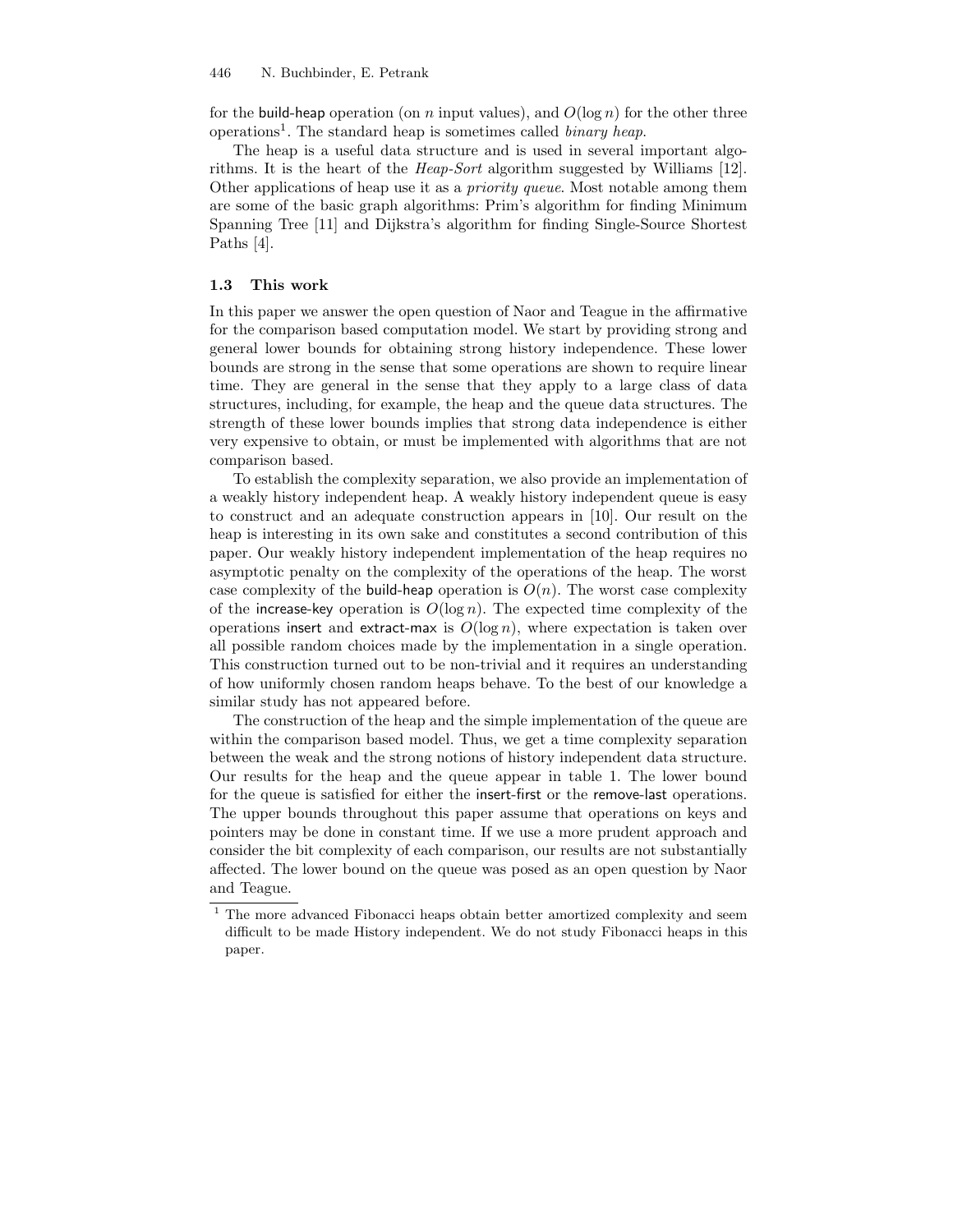for the build-heap operation (on $n$ input values), and $O(\log n)$ for the other three operations[1]. The standard heap is sometimes called *binary heap*.

The heap is a useful data structure and is used in several important algorithms. It is the heart of the *Heap-Sort* algorithm suggested by Williams [12]. Other applications of heap use it as a *priority queue*. Most notable among them are some of the basic graph algorithms: Prim's algorithm for finding Minimum Spanning Tree [11] and Dijkstra's algorithm for finding Single-Source Shortest Paths [4].

### 1.3 This work

In this paper we answer the open question of Naor and Teague in the affirmative for the comparison based computation model. We start by providing strong and general lower bounds for obtaining strong history independence. These lower bounds are strong in the sense that some operations are shown to require linear time. They are general in the sense that they apply to a large class of data structures, including, for example, the heap and the queue data structures. The strength of these lower bounds implies that strong data independence is either very expensive to obtain, or must be implemented with algorithms that are not comparison based.

To establish the complexity separation, we also provide an implementation of a weakly history independent heap. A weakly history independent queue is easy to construct and an adequate construction appears in [10]. Our result on the heap is interesting in its own sake and constitutes a second contribution of this paper. Our weakly history independent implementation of the heap requires no asymptotic penalty on the complexity of the operations of the heap. The worst case complexity of the build-heap operation is $O(n)$. The worst case complexity of the increase-key operation is $O(\log n)$. The expected time complexity of the operations insert and extract-max is $O(\log n)$, where expectation is taken over all possible random choices made by the implementation in a single operation. This construction turned out to be non-trivial and it requires an understanding of how uniformly chosen random heaps behave. To the best of our knowledge a similar study has not appeared before.

The construction of the heap and the simple implementation of the queue are within the comparison based model. Thus, we get a time complexity separation between the weak and the strong notions of history independent data structure. Our results for the heap and the queue appear in table 1. The lower bound for the queue is satisfied for either the insert-first or the remove-last operations. The upper bounds throughout this paper assume that operations on keys and pointers may be done in constant time. If we use a more prudent approach and consider the bit complexity of each comparison, our results are not substantially affected. The lower bound on the queue was posed as an open question by Naor and Teague.

[1] The more advanced Fibonacci heaps obtain better amortized complexity and seem difficult to be made History independent. We do not study Fibonacci heaps in this paper.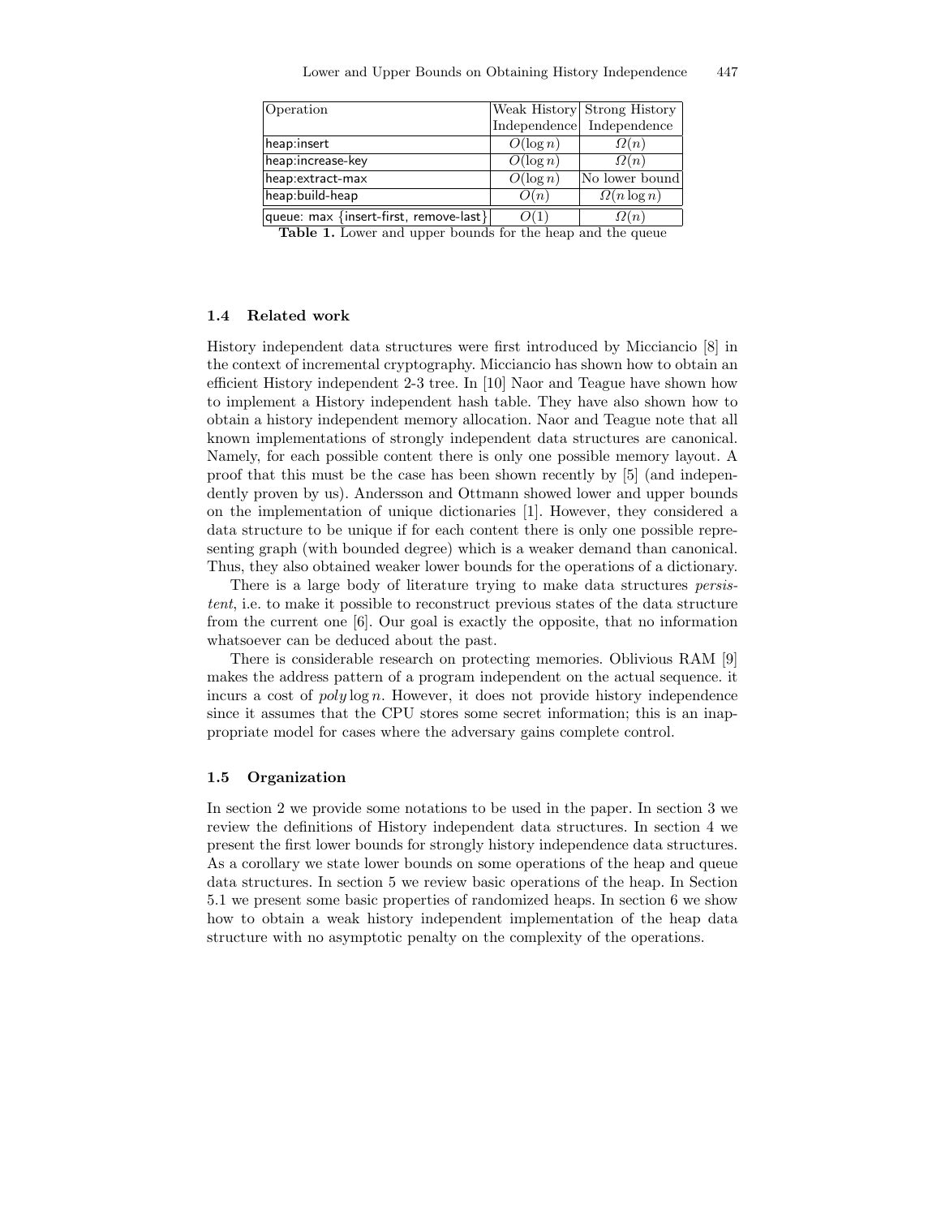| Operation | Weak History Independence | Strong History Independence |
|---|---|---|
| heap:insert | $O(\log n)$ | $\Omega(n)$ |
| heap:increase-key | $O(\log n)$ | $\Omega(n)$ |
| heap:extract-max | $O(\log n)$ | No lower bound |
| heap:build-heap | $O(n)$ | $\Omega(n \log n)$ |
| queue: max {insert-first, remove-last} | $O(1)$ | $\Omega(n)$ |

**Table 1.** Lower and upper bounds for the heap and the queue

### 1.4 Related work

History independent data structures were first introduced by Micciancio [8] in the context of incremental cryptography. Micciancio has shown how to obtain an efficient History independent 2-3 tree. In [10] Naor and Teague have shown how to implement a History independent hash table. They have also shown how to obtain a history independent memory allocation. Naor and Teague note that all known implementations of strongly independent data structures are canonical. Namely, for each possible content there is only one possible memory layout. A proof that this must be the case has been shown recently by [5] (and independently proven by us). Andersson and Ottmann showed lower and upper bounds on the implementation of unique dictionaries [1]. However, they considered a data structure to be unique if for each content there is only one possible representing graph (with bounded degree) which is a weaker demand than canonical. Thus, they also obtained weaker lower bounds for the operations of a dictionary.

There is a large body of literature trying to make data structures *persistent*, i.e. to make it possible to reconstruct previous states of the data structure from the current one [6]. Our goal is exactly the opposite, that no information whatsoever can be deduced about the past.

There is considerable research on protecting memories. Oblivious RAM [9] makes the address pattern of a program independent on the actual sequence. it incurs a cost of $poly \log n$. However, it does not provide history independence since it assumes that the CPU stores some secret information; this is an inappropriate model for cases where the adversary gains complete control.

### 1.5 Organization

In section 2 we provide some notations to be used in the paper. In section 3 we review the definitions of History independent data structures. In section 4 we present the first lower bounds for strongly history independence data structures. As a corollary we state lower bounds on some operations of the heap and queue data structures. In section 5 we review basic operations of the heap. In Section 5.1 we present some basic properties of randomized heaps. In section 6 we show how to obtain a weak history independent implementation of the heap data structure with no asymptotic penalty on the complexity of the operations.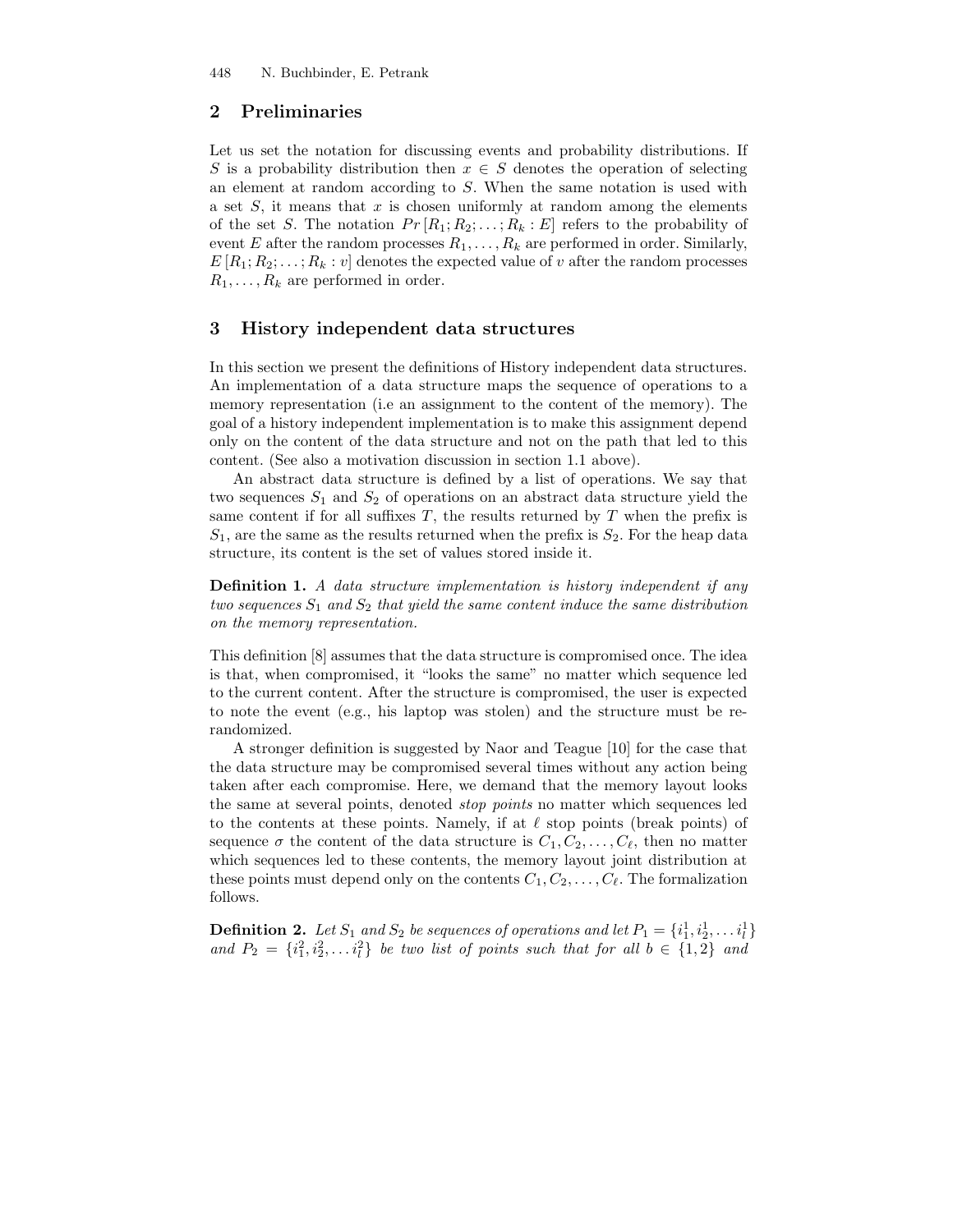## 2 Preliminaries

Let us set the notation for discussing events and probability distributions. If $S$ is a probability distribution then $x \in S$ denotes the operation of selecting an element at random according to $S$. When the same notation is used with a set $S$, it means that $x$ is chosen uniformly at random among the elements of the set $S$. The notation $Pr\left[R_1; R_2; \ldots; R_k : E\right]$ refers to the probability of event $E$ after the random processes $R_1, \ldots, R_k$ are performed in order. Similarly, $E\left[R_1; R_2; \ldots; R_k : v\right]$ denotes the expected value of $v$ after the random processes $R_1, \ldots, R_k$ are performed in order.

## 3 History independent data structures

In this section we present the definitions of History independent data structures. An implementation of a data structure maps the sequence of operations to a memory representation (i.e an assignment to the content of the memory). The goal of a history independent implementation is to make this assignment depend only on the content of the data structure and not on the path that led to this content. (See also a motivation discussion in section 1.1 above).

An abstract data structure is defined by a list of operations. We say that two sequences $S_1$ and $S_2$ of operations on an abstract data structure yield the same content if for all suffixes $T$, the results returned by $T$ when the prefix is $S_1$, are the same as the results returned when the prefix is $S_2$. For the heap data structure, its content is the set of values stored inside it.

**Definition 1.** *A data structure implementation is history independent if any two sequences $S_1$ and $S_2$ that yield the same content induce the same distribution on the memory representation.*

This definition [8] assumes that the data structure is compromised once. The idea is that, when compromised, it "looks the same" no matter which sequence led to the current content. After the structure is compromised, the user is expected to note the event (e.g., his laptop was stolen) and the structure must be re-randomized.

A stronger definition is suggested by Naor and Teague [10] for the case that the data structure may be compromised several times without any action being taken after each compromise. Here, we demand that the memory layout looks the same at several points, denoted *stop points* no matter which sequences led to the contents at these points. Namely, if at $\ell$ stop points (break points) of sequence $\sigma$ the content of the data structure is $C_1, C_2, \ldots, C_\ell$, then no matter which sequences led to these contents, the memory layout joint distribution at these points must depend only on the contents $C_1, C_2, \ldots, C_\ell$. The formalization follows.

**Definition 2.** *Let $S_1$ and $S_2$ be sequences of operations and let $P_1 = \{i_1^1, i_2^1, \ldots i_l^1\}$ and $P_2 = \{i_1^2, i_2^2, \ldots i_l^2\}$ be two list of points such that for all $b \in \{1, 2\}$ and*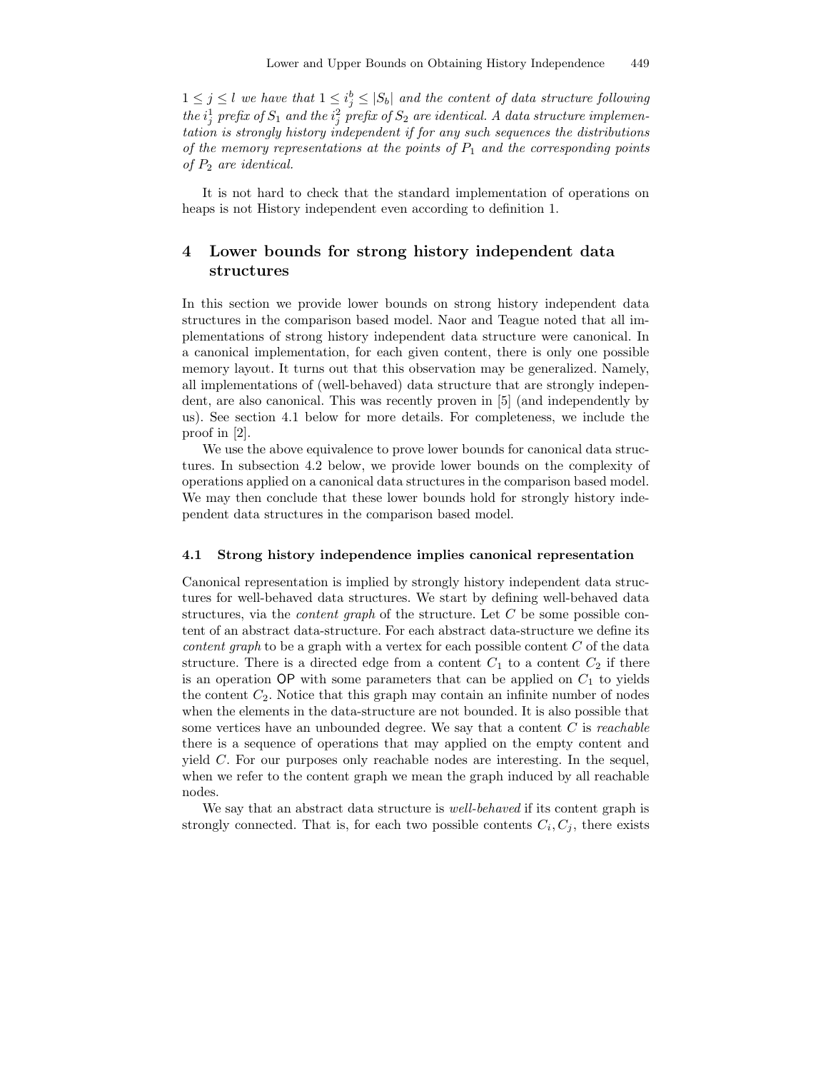*$1 \leq j \leq l$ we have that $1 \leq i^b_j \leq |S_b|$ and the content of data structure following the $i^1_j$ prefix of $S_1$ and the $i^2_j$ prefix of $S_2$ are identical. A data structure implementation is strongly history independent if for any such sequences the distributions of the memory representations at the points of $P_1$ and the corresponding points of $P_2$ are identical.*

It is not hard to check that the standard implementation of operations on heaps is not History independent even according to definition 1.

## 4 Lower bounds for strong history independent data structures

In this section we provide lower bounds on strong history independent data structures in the comparison based model. Naor and Teague noted that all implementations of strong history independent data structure were canonical. In a canonical implementation, for each given content, there is only one possible memory layout. It turns out that this observation may be generalized. Namely, all implementations of (well-behaved) data structure that are strongly independent, are also canonical. This was recently proven in [5] (and independently by us). See section 4.1 below for more details. For completeness, we include the proof in [2].

We use the above equivalence to prove lower bounds for canonical data structures. In subsection 4.2 below, we provide lower bounds on the complexity of operations applied on a canonical data structures in the comparison based model. We may then conclude that these lower bounds hold for strongly history independent data structures in the comparison based model.

### 4.1 Strong history independence implies canonical representation

Canonical representation is implied by strongly history independent data structures for well-behaved data structures. We start by defining well-behaved data structures, via the *content graph* of the structure. Let $C$ be some possible content of an abstract data-structure. For each abstract data-structure we define its *content graph* to be a graph with a vertex for each possible content $C$ of the data structure. There is a directed edge from a content $C_1$ to a content $C_2$ if there is an operation OP with some parameters that can be applied on $C_1$ to yields the content $C_2$. Notice that this graph may contain an infinite number of nodes when the elements in the data-structure are not bounded. It is also possible that some vertices have an unbounded degree. We say that a content $C$ is *reachable* there is a sequence of operations that may applied on the empty content and yield $C$. For our purposes only reachable nodes are interesting. In the sequel, when we refer to the content graph we mean the graph induced by all reachable nodes.

We say that an abstract data structure is *well-behaved* if its content graph is strongly connected. That is, for each two possible contents $C_i, C_j$, there exists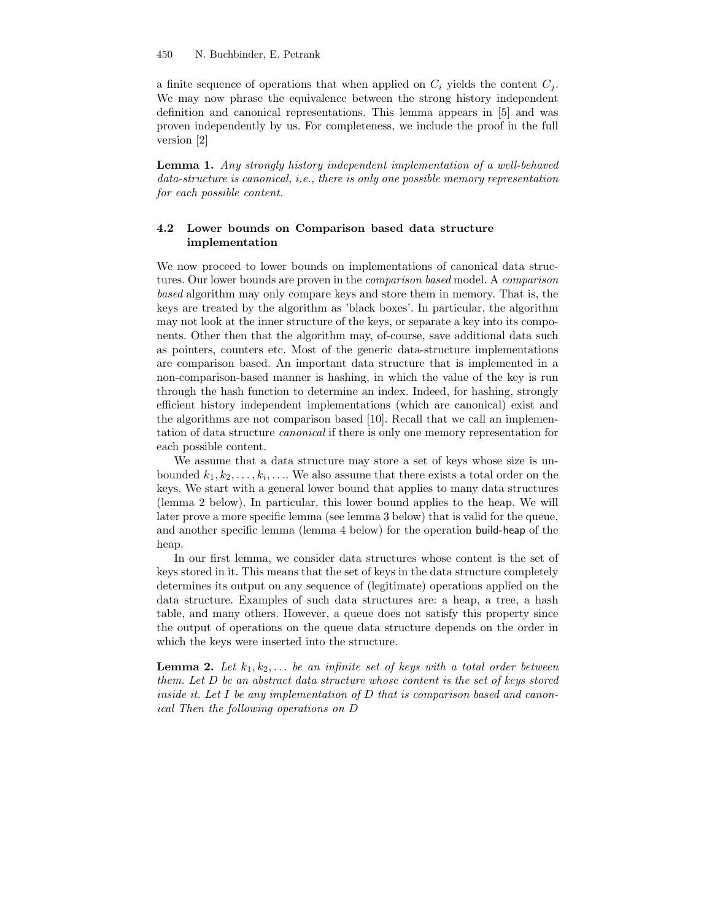a finite sequence of operations that when applied on $C_i$ yields the content $C_j$. We may now phrase the equivalence between the strong history independent definition and canonical representations. This lemma appears in [5] and was proven independently by us. For completeness, we include the proof in the full version [2]

**Lemma 1.** *Any strongly history independent implementation of a well-behaved data-structure is canonical, i.e., there is only one possible memory representation for each possible content.*

### 4.2 Lower bounds on Comparison based data structure implementation

We now proceed to lower bounds on implementations of canonical data structures. Our lower bounds are proven in the *comparison based* model. A *comparison based* algorithm may only compare keys and store them in memory. That is, the keys are treated by the algorithm as 'black boxes'. In particular, the algorithm may not look at the inner structure of the keys, or separate a key into its components. Other then that the algorithm may, of-course, save additional data such as pointers, counters etc. Most of the generic data-structure implementations are comparison based. An important data structure that is implemented in a non-comparison-based manner is hashing, in which the value of the key is run through the hash function to determine an index. Indeed, for hashing, strongly efficient history independent implementations (which are canonical) exist and the algorithms are not comparison based [10]. Recall that we call an implementation of data structure *canonical* if there is only one memory representation for each possible content.

We assume that a data structure may store a set of keys whose size is unbounded $k_1, k_2, \ldots, k_i, \ldots$. We also assume that there exists a total order on the keys. We start with a general lower bound that applies to many data structures (lemma 2 below). In particular, this lower bound applies to the heap. We will later prove a more specific lemma (see lemma 3 below) that is valid for the queue, and another specific lemma (lemma 4 below) for the operation build-heap of the heap.

In our first lemma, we consider data structures whose content is the set of keys stored in it. This means that the set of keys in the data structure completely determines its output on any sequence of (legitimate) operations applied on the data structure. Examples of such data structures are: a heap, a tree, a hash table, and many others. However, a queue does not satisfy this property since the output of operations on the queue data structure depends on the order in which the keys were inserted into the structure.

**Lemma 2.** *Let $k_1, k_2, \ldots$ be an infinite set of keys with a total order between them. Let $D$ be an abstract data structure whose content is the set of keys stored inside it. Let $I$ be any implementation of $D$ that is comparison based and canonical Then the following operations on $D$*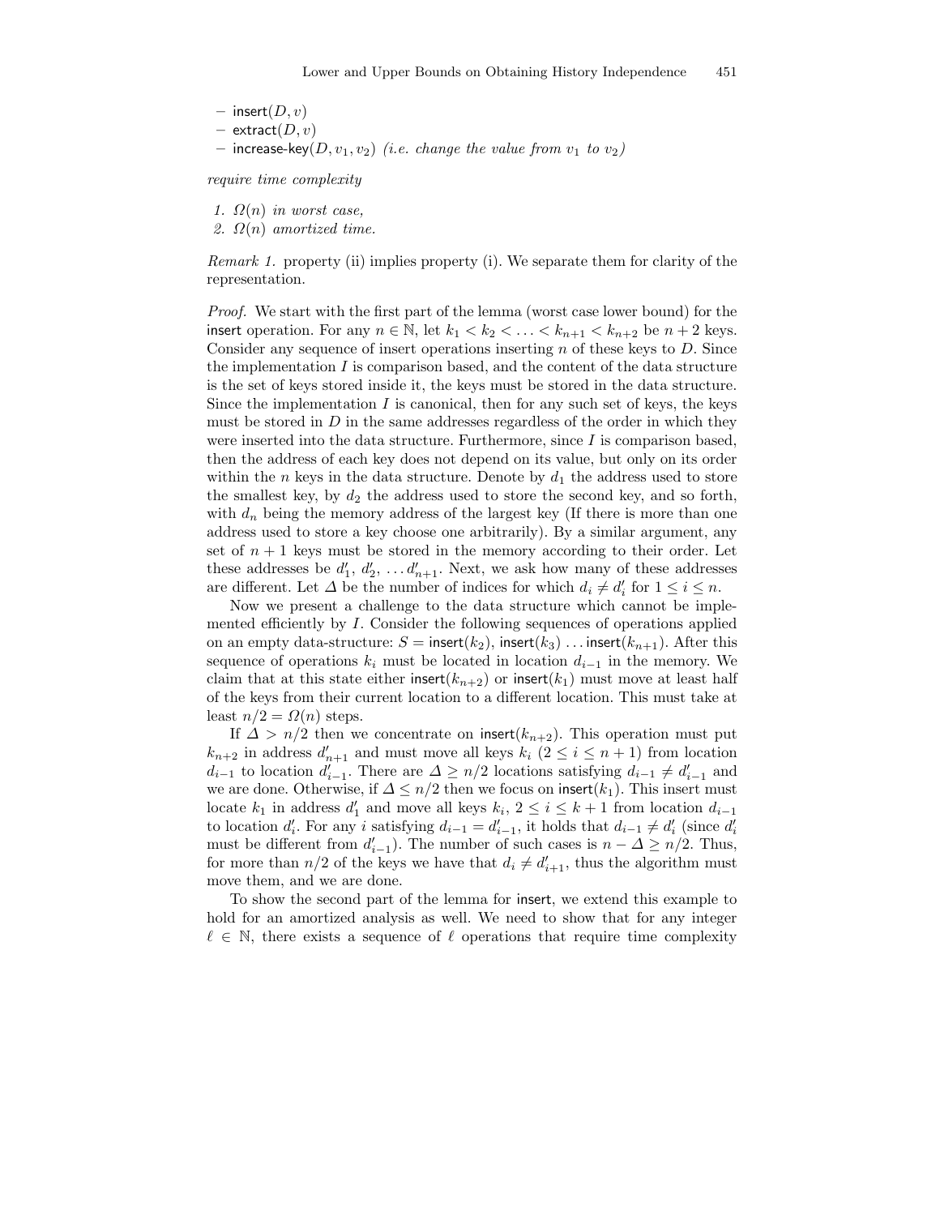– $\mathsf{insert}(D, v)$
– $\mathsf{extract}(D, v)$
– $\mathsf{increase\text{-}key}(D, v_1, v_2)$ *(i.e. change the value from $v_1$ to $v_2$)*

*require time complexity*

1. *$\Omega(n)$ in worst case,*
2. *$\Omega(n)$ amortized time.*

*Remark 1.* property (ii) implies property (i). We separate them for clarity of the representation.

*Proof.* We start with the first part of the lemma (worst case lower bound) for the insert operation. For any $n \in \mathbb{N}$, let $k_1 < k_2 < \ldots < k_{n+1} < k_{n+2}$ be $n+2$ keys. Consider any sequence of insert operations inserting $n$ of these keys to $D$. Since the implementation $I$ is comparison based, and the content of the data structure is the set of keys stored inside it, the keys must be stored in the data structure. Since the implementation $I$ is canonical, then for any such set of keys, the keys must be stored in $D$ in the same addresses regardless of the order in which they were inserted into the data structure. Furthermore, since $I$ is comparison based, then the address of each key does not depend on its value, but only on its order within the $n$ keys in the data structure. Denote by $d_1$ the address used to store the smallest key, by $d_2$ the address used to store the second key, and so forth, with $d_n$ being the memory address of the largest key (If there is more than one address used to store a key choose one arbitrarily). By a similar argument, any set of $n+1$ keys must be stored in the memory according to their order. Let these addresses be $d'_1$, $d'_2$, $\ldots d'_{n+1}$. Next, we ask how many of these addresses are different. Let $\Delta$ be the number of indices for which $d_i \neq d'_i$ for $1 \leq i \leq n$.

Now we present a challenge to the data structure which cannot be implemented efficiently by $I$. Consider the following sequences of operations applied on an empty data-structure: $S = \mathsf{insert}(k_2)$, $\mathsf{insert}(k_3) \ldots \mathsf{insert}(k_{n+1})$. After this sequence of operations $k_i$ must be located in location $d_{i-1}$ in the memory. We claim that at this state either $\mathsf{insert}(k_{n+2})$ or $\mathsf{insert}(k_1)$ must move at least half of the keys from their current location to a different location. This must take at least $n/2 = \Omega(n)$ steps.

If $\Delta > n/2$ then we concentrate on $\mathsf{insert}(k_{n+2})$. This operation must put $k_{n+2}$ in address $d'_{n+1}$ and must move all keys $k_i$ ($2 \leq i \leq n+1$) from location $d_{i-1}$ to location $d'_{i-1}$. There are $\Delta \geq n/2$ locations satisfying $d_{i-1} \neq d'_{i-1}$ and we are done. Otherwise, if $\Delta \leq n/2$ then we focus on $\mathsf{insert}(k_1)$. This insert must locate $k_1$ in address $d'_1$ and move all keys $k_i$, $2 \leq i \leq k+1$ from location $d_{i-1}$ to location $d'_i$. For any $i$ satisfying $d_{i-1} = d'_{i-1}$, it holds that $d_{i-1} \neq d'_i$ (since $d'_i$ must be different from $d'_{i-1}$). The number of such cases is $n - \Delta \geq n/2$. Thus, for more than $n/2$ of the keys we have that $d_i \neq d'_{i+1}$, thus the algorithm must move them, and we are done.

To show the second part of the lemma for insert, we extend this example to hold for an amortized analysis as well. We need to show that for any integer $\ell \in \mathbb{N}$, there exists a sequence of $\ell$ operations that require time complexity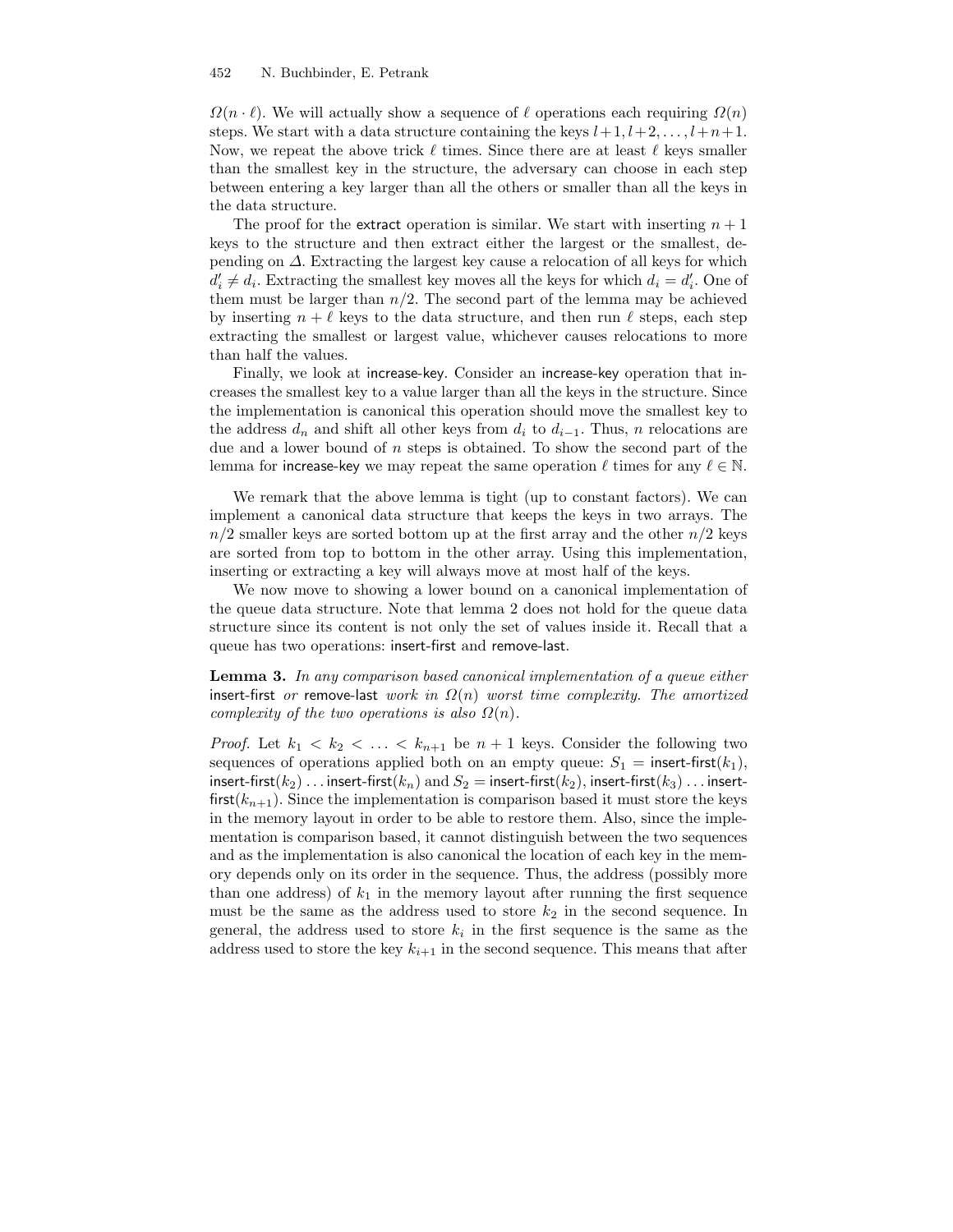$\Omega(n \cdot \ell)$. We will actually show a sequence of $\ell$ operations each requiring $\Omega(n)$ steps. We start with a data structure containing the keys $l+1, l+2, \ldots, l+n+1$. Now, we repeat the above trick $\ell$ times. Since there are at least $\ell$ keys smaller than the smallest key in the structure, the adversary can choose in each step between entering a key larger than all the others or smaller than all the keys in the data structure.

The proof for the extract operation is similar. We start with inserting $n+1$ keys to the structure and then extract either the largest or the smallest, depending on $\Delta$. Extracting the largest key cause a relocation of all keys for which $d'_i \neq d_i$. Extracting the smallest key moves all the keys for which $d_i = d'_i$. One of them must be larger than $n/2$. The second part of the lemma may be achieved by inserting $n + \ell$ keys to the data structure, and then run $\ell$ steps, each step extracting the smallest or largest value, whichever causes relocations to more than half the values.

Finally, we look at increase-key. Consider an increase-key operation that increases the smallest key to a value larger than all the keys in the structure. Since the implementation is canonical this operation should move the smallest key to the address $d_n$ and shift all other keys from $d_i$ to $d_{i-1}$. Thus, $n$ relocations are due and a lower bound of $n$ steps is obtained. To show the second part of the lemma for increase-key we may repeat the same operation $\ell$ times for any $\ell \in \mathbb{N}$.

We remark that the above lemma is tight (up to constant factors). We can implement a canonical data structure that keeps the keys in two arrays. The $n/2$ smaller keys are sorted bottom up at the first array and the other $n/2$ keys are sorted from top to bottom in the other array. Using this implementation, inserting or extracting a key will always move at most half of the keys.

We now move to showing a lower bound on a canonical implementation of the queue data structure. Note that lemma 2 does not hold for the queue data structure since its content is not only the set of values inside it. Recall that a queue has two operations: insert-first and remove-last.

**Lemma 3.** *In any comparison based canonical implementation of a queue either* insert-first *or* remove-last *work in $\Omega(n)$ worst time complexity. The amortized complexity of the two operations is also $\Omega(n)$.*

*Proof.* Let $k_1 < k_2 < \ldots < k_{n+1}$ be $n+1$ keys. Consider the following two sequences of operations applied both on an empty queue: $S_1 =$ insert-first$(k_1)$, insert-first$(k_2) \ldots$ insert-first$(k_n)$ and $S_2 =$ insert-first$(k_2)$, insert-first$(k_3) \ldots$ insert-first$(k_{n+1})$. Since the implementation is comparison based it must store the keys in the memory layout in order to be able to restore them. Also, since the implementation is comparison based, it cannot distinguish between the two sequences and as the implementation is also canonical the location of each key in the memory depends only on its order in the sequence. Thus, the address (possibly more than one address) of $k_1$ in the memory layout after running the first sequence must be the same as the address used to store $k_2$ in the second sequence. In general, the address used to store $k_i$ in the first sequence is the same as the address used to store the key $k_{i+1}$ in the second sequence. This means that after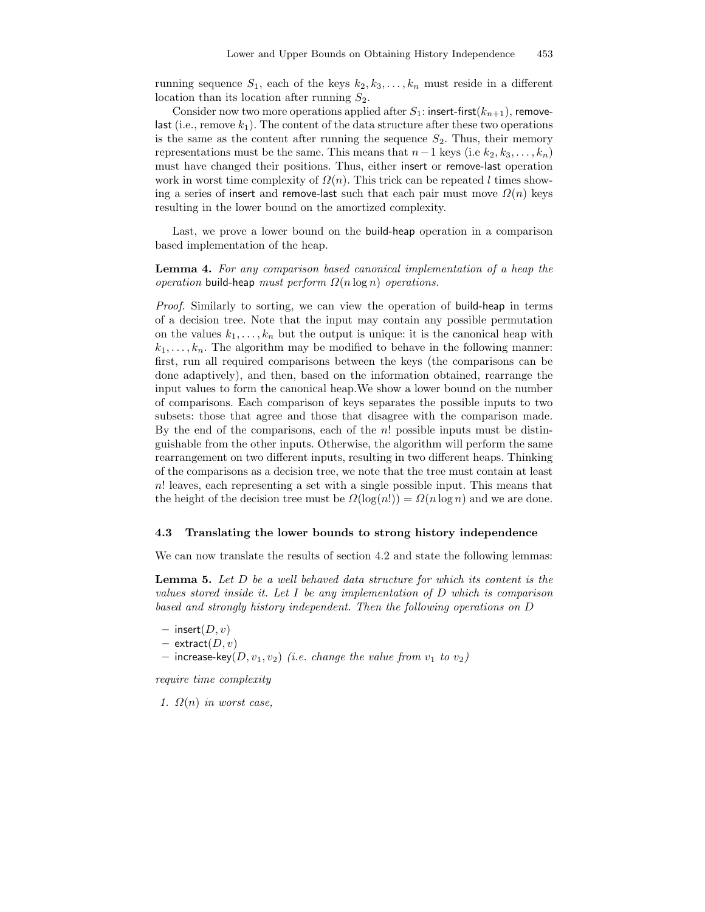running sequence $S_1$, each of the keys $k_2, k_3, \ldots, k_n$ must reside in a different location than its location after running $S_2$.

Consider now two more operations applied after $S_1$: insert-first($k_{n+1}$), remove-last (i.e., remove $k_1$). The content of the data structure after these two operations is the same as the content after running the sequence $S_2$. Thus, their memory representations must be the same. This means that $n-1$ keys (i.e $k_2, k_3, \ldots, k_n$) must have changed their positions. Thus, either insert or remove-last operation work in worst time complexity of $\Omega(n)$. This trick can be repeated $l$ times showing a series of insert and remove-last such that each pair must move $\Omega(n)$ keys resulting in the lower bound on the amortized complexity.

Last, we prove a lower bound on the build-heap operation in a comparison based implementation of the heap.

**Lemma 4.** *For any comparison based canonical implementation of a heap the operation* build-heap *must perform* $\Omega(n \log n)$ *operations.*

*Proof.* Similarly to sorting, we can view the operation of build-heap in terms of a decision tree. Note that the input may contain any possible permutation on the values $k_1, \ldots, k_n$ but the output is unique: it is the canonical heap with $k_1, \ldots, k_n$. The algorithm may be modified to behave in the following manner: first, run all required comparisons between the keys (the comparisons can be done adaptively), and then, based on the information obtained, rearrange the input values to form the canonical heap.We show a lower bound on the number of comparisons. Each comparison of keys separates the possible inputs to two subsets: those that agree and those that disagree with the comparison made. By the end of the comparisons, each of the $n!$ possible inputs must be distinguishable from the other inputs. Otherwise, the algorithm will perform the same rearrangement on two different inputs, resulting in two different heaps. Thinking of the comparisons as a decision tree, we note that the tree must contain at least $n!$ leaves, each representing a set with a single possible input. This means that the height of the decision tree must be $\Omega(\log(n!)) = \Omega(n \log n)$ and we are done.

### 4.3 Translating the lower bounds to strong history independence

We can now translate the results of section 4.2 and state the following lemmas:

**Lemma 5.** *Let $D$ be a well behaved data structure for which its content is the values stored inside it. Let $I$ be any implementation of $D$ which is comparison based and strongly history independent. Then the following operations on $D$*

- insert($D, v$)
- extract($D, v$)
- increase-key($D, v_1, v_2$) *(i.e. change the value from $v_1$ to $v_2$)*

*require time complexity*

1. *$\Omega(n)$ in worst case,*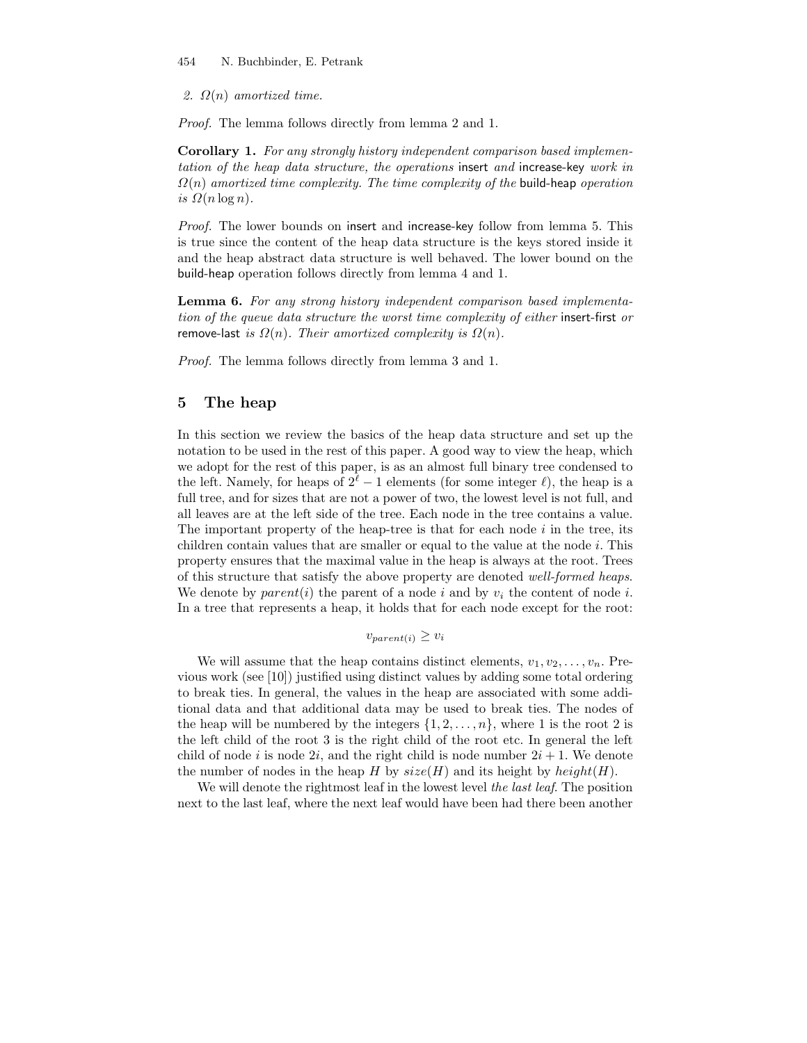*2. $\Omega(n)$ amortized time.*

*Proof.* The lemma follows directly from lemma 2 and 1.

**Corollary 1.** *For any strongly history independent comparison based implementation of the heap data structure, the operations* insert *and* increase-key *work in $\Omega(n)$ amortized time complexity. The time complexity of the* build-heap *operation is $\Omega(n \log n)$.*

*Proof.* The lower bounds on insert and increase-key follow from lemma 5. This is true since the content of the heap data structure is the keys stored inside it and the heap abstract data structure is well behaved. The lower bound on the build-heap operation follows directly from lemma 4 and 1.

**Lemma 6.** *For any strong history independent comparison based implementation of the queue data structure the worst time complexity of either* insert-first *or* remove-last *is $\Omega(n)$. Their amortized complexity is $\Omega(n)$.*

*Proof.* The lemma follows directly from lemma 3 and 1.

## 5 The heap

In this section we review the basics of the heap data structure and set up the notation to be used in the rest of this paper. A good way to view the heap, which we adopt for the rest of this paper, is as an almost full binary tree condensed to the left. Namely, for heaps of $2^\ell - 1$ elements (for some integer $\ell$), the heap is a full tree, and for sizes that are not a power of two, the lowest level is not full, and all leaves are at the left side of the tree. Each node in the tree contains a value. The important property of the heap-tree is that for each node $i$ in the tree, its children contain values that are smaller or equal to the value at the node $i$. This property ensures that the maximal value in the heap is always at the root. Trees of this structure that satisfy the above property are denoted *well-formed heaps*. We denote by $parent(i)$ the parent of a node $i$ and by $v_i$ the content of node $i$. In a tree that represents a heap, it holds that for each node except for the root:

$$v_{parent(i)} \geq v_i$$

We will assume that the heap contains distinct elements, $v_1, v_2, \ldots, v_n$. Previous work (see [10]) justified using distinct values by adding some total ordering to break ties. In general, the values in the heap are associated with some additional data and that additional data may be used to break ties. The nodes of the heap will be numbered by the integers $\{1, 2, \ldots, n\}$, where 1 is the root 2 is the left child of the root 3 is the right child of the root etc. In general the left child of node $i$ is node $2i$, and the right child is node number $2i + 1$. We denote the number of nodes in the heap $H$ by $size(H)$ and its height by $height(H)$.

We will denote the rightmost leaf in the lowest level *the last leaf*. The position next to the last leaf, where the next leaf would have been had there been another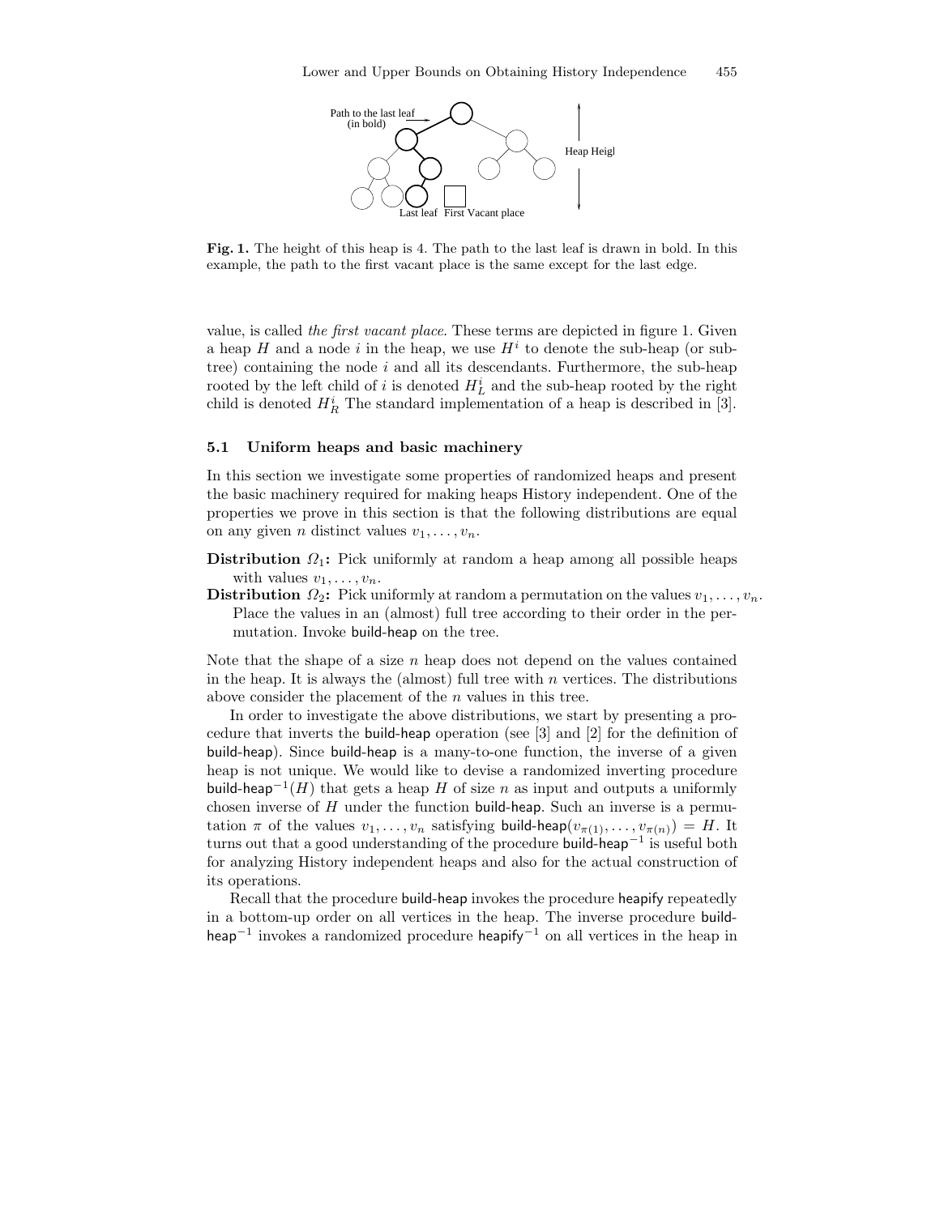**Fig. 1.** The height of this heap is 4. The path to the last leaf is drawn in bold. In this example, the path to the first vacant place is the same except for the last edge.

value, is called *the first vacant place*. These terms are depicted in figure 1. Given a heap $H$ and a node $i$ in the heap, we use $H^i$ to denote the sub-heap (or subtree) containing the node $i$ and all its descendants. Furthermore, the sub-heap rooted by the left child of $i$ is denoted $H^i_L$ and the sub-heap rooted by the right child is denoted $H^i_R$ The standard implementation of a heap is described in [3].

### 5.1 Uniform heaps and basic machinery

In this section we investigate some properties of randomized heaps and present the basic machinery required for making heaps History independent. One of the properties we prove in this section is that the following distributions are equal on any given $n$ distinct values $v_1, \ldots, v_n$.

**Distribution $\Omega_1$:** Pick uniformly at random a heap among all possible heaps with values $v_1, \ldots, v_n$.

**Distribution $\Omega_2$:** Pick uniformly at random a permutation on the values $v_1, \ldots, v_n$. Place the values in an (almost) full tree according to their order in the permutation. Invoke build-heap on the tree.

Note that the shape of a size $n$ heap does not depend on the values contained in the heap. It is always the (almost) full tree with $n$ vertices. The distributions above consider the placement of the $n$ values in this tree.

In order to investigate the above distributions, we start by presenting a procedure that inverts the build-heap operation (see [3] and [2] for the definition of build-heap). Since build-heap is a many-to-one function, the inverse of a given heap is not unique. We would like to devise a randomized inverting procedure build-heap$^{-1}(H)$ that gets a heap $H$ of size $n$ as input and outputs a uniformly chosen inverse of $H$ under the function build-heap. Such an inverse is a permutation $\pi$ of the values $v_1, \ldots, v_n$ satisfying build-heap$(v_{\pi(1)}, \ldots, v_{\pi(n)}) = H$. It turns out that a good understanding of the procedure build-heap$^{-1}$ is useful both for analyzing History independent heaps and also for the actual construction of its operations.

Recall that the procedure build-heap invokes the procedure heapify repeatedly in a bottom-up order on all vertices in the heap. The inverse procedure build-heap$^{-1}$ invokes a randomized procedure heapify$^{-1}$ on all vertices in the heap in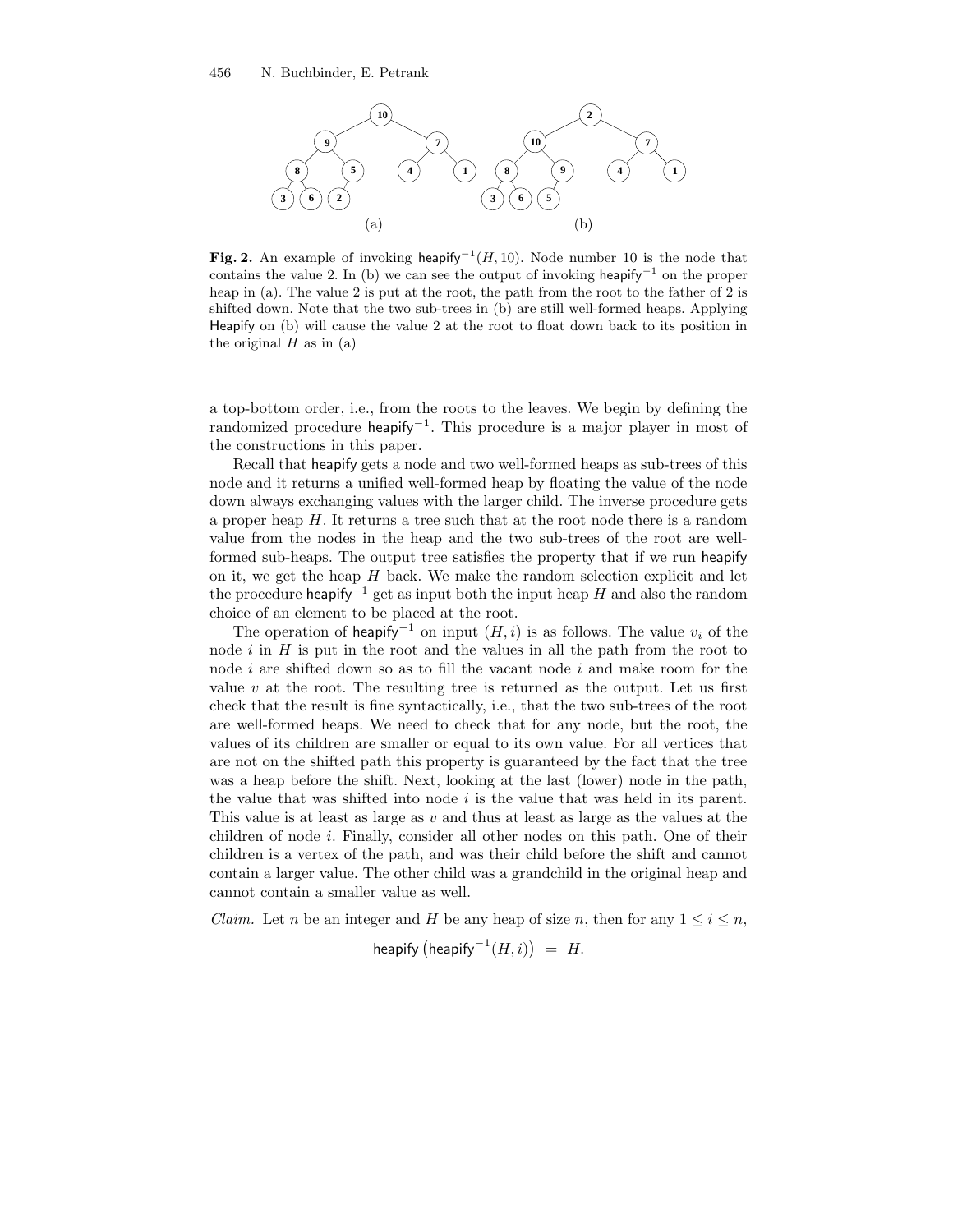**Fig. 2.** An example of invoking $\mathsf{heapify}^{-1}(H, 10)$. Node number 10 is the node that contains the value 2. In (b) we can see the output of invoking $\mathsf{heapify}^{-1}$ on the proper heap in (a). The value 2 is put at the root, the path from the root to the father of 2 is shifted down. Note that the two sub-trees in (b) are still well-formed heaps. Applying Heapify on (b) will cause the value 2 at the root to float down back to its position in the original $H$ as in (a)

a top-bottom order, i.e., from the roots to the leaves. We begin by defining the randomized procedure $\mathsf{heapify}^{-1}$. This procedure is a major player in most of the constructions in this paper.

Recall that heapify gets a node and two well-formed heaps as sub-trees of this node and it returns a unified well-formed heap by floating the value of the node down always exchanging values with the larger child. The inverse procedure gets a proper heap $H$. It returns a tree such that at the root node there is a random value from the nodes in the heap and the two sub-trees of the root are well-formed sub-heaps. The output tree satisfies the property that if we run heapify on it, we get the heap $H$ back. We make the random selection explicit and let the procedure $\mathsf{heapify}^{-1}$ get as input both the input heap $H$ and also the random choice of an element to be placed at the root.

The operation of $\mathsf{heapify}^{-1}$ on input $(H, i)$ is as follows. The value $v_i$ of the node $i$ in $H$ is put in the root and the values in all the path from the root to node $i$ are shifted down so as to fill the vacant node $i$ and make room for the value $v$ at the root. The resulting tree is returned as the output. Let us first check that the result is fine syntactically, i.e., that the two sub-trees of the root are well-formed heaps. We need to check that for any node, but the root, the values of its children are smaller or equal to its own value. For all vertices that are not on the shifted path this property is guaranteed by the fact that the tree was a heap before the shift. Next, looking at the last (lower) node in the path, the value that was shifted into node $i$ is the value that was held in its parent. This value is at least as large as $v$ and thus at least as large as the values at the children of node $i$. Finally, consider all other nodes on this path. One of their children is a vertex of the path, and was their child before the shift and cannot contain a larger value. The other child was a grandchild in the original heap and cannot contain a smaller value as well.

*Claim.* Let $n$ be an integer and $H$ be any heap of size $n$, then for any $1 \leq i \leq n$,

$$\mathsf{heapify}\left(\mathsf{heapify}^{-1}(H, i)\right) \;=\; H.$$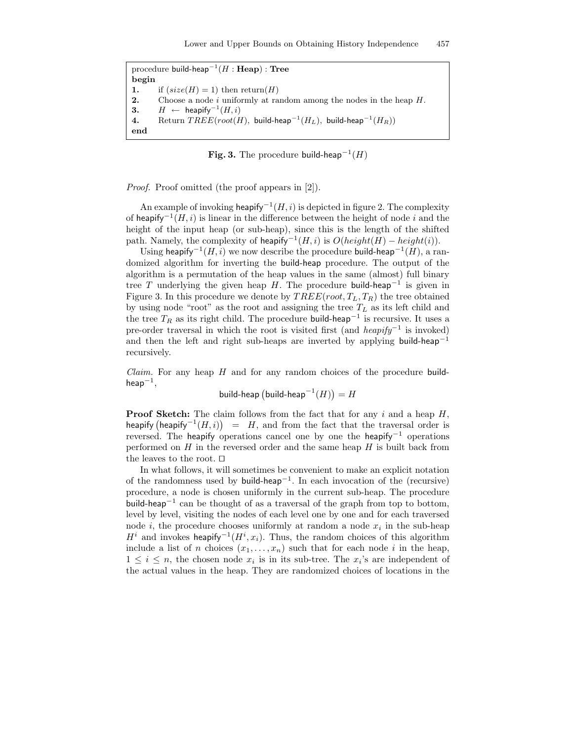```
procedure build-heap^{-1}(H : Heap) : Tree
begin
1.    if (size(H) = 1) then return(H)
2.    Choose a node i uniformly at random among the nodes in the heap H.
3.    H ← heapify^{-1}(H, i)
4.    Return TREE(root(H), build-heap^{-1}(H_L), build-heap^{-1}(H_R))
end
```

**Fig. 3.** The procedure build-heap$^{-1}(H)$

*Proof.* Proof omitted (the proof appears in [2]).

An example of invoking heapify$^{-1}(H, i)$ is depicted in figure 2. The complexity of heapify$^{-1}(H, i)$ is linear in the difference between the height of node $i$ and the height of the input heap (or sub-heap), since this is the length of the shifted path. Namely, the complexity of heapify$^{-1}(H, i)$ is $O(height(H) - height(i))$.

Using heapify$^{-1}(H, i)$ we now describe the procedure build-heap$^{-1}(H)$, a randomized algorithm for inverting the build-heap procedure. The output of the algorithm is a permutation of the heap values in the same (almost) full binary tree $T$ underlying the given heap $H$. The procedure build-heap$^{-1}$ is given in Figure 3. In this procedure we denote by $TREE(root, T_L, T_R)$ the tree obtained by using node "root" as the root and assigning the tree $T_L$ as its left child and the tree $T_R$ as its right child. The procedure build-heap$^{-1}$ is recursive. It uses a pre-order traversal in which the root is visited first (and *heapify*$^{-1}$ is invoked) and then the left and right sub-heaps are inverted by applying build-heap$^{-1}$ recursively.

*Claim.* For any heap $H$ and for any random choices of the procedure build-heap$^{-1}$,

$$\text{build-heap}\left(\text{build-heap}^{-1}(H)\right) = H$$

**Proof Sketch:** The claim follows from the fact that for any $i$ and a heap $H$, heapify$\left(\text{heapify}^{-1}(H, i)\right) = H$, and from the fact that the traversal order is reversed. The heapify operations cancel one by one the heapify$^{-1}$ operations performed on $H$ in the reversed order and the same heap $H$ is built back from the leaves to the root. □

In what follows, it will sometimes be convenient to make an explicit notation of the randomness used by build-heap$^{-1}$. In each invocation of the (recursive) procedure, a node is chosen uniformly in the current sub-heap. The procedure build-heap$^{-1}$ can be thought of as a traversal of the graph from top to bottom, level by level, visiting the nodes of each level one by one and for each traversed node $i$, the procedure chooses uniformly at random a node $x_i$ in the sub-heap $H^i$ and invokes heapify$^{-1}(H^i, x_i)$. Thus, the random choices of this algorithm include a list of $n$ choices $(x_1, \ldots, x_n)$ such that for each node $i$ in the heap, $1 \leq i \leq n$, the chosen node $x_i$ is in its sub-tree. The $x_i$'s are independent of the actual values in the heap. They are randomized choices of locations in the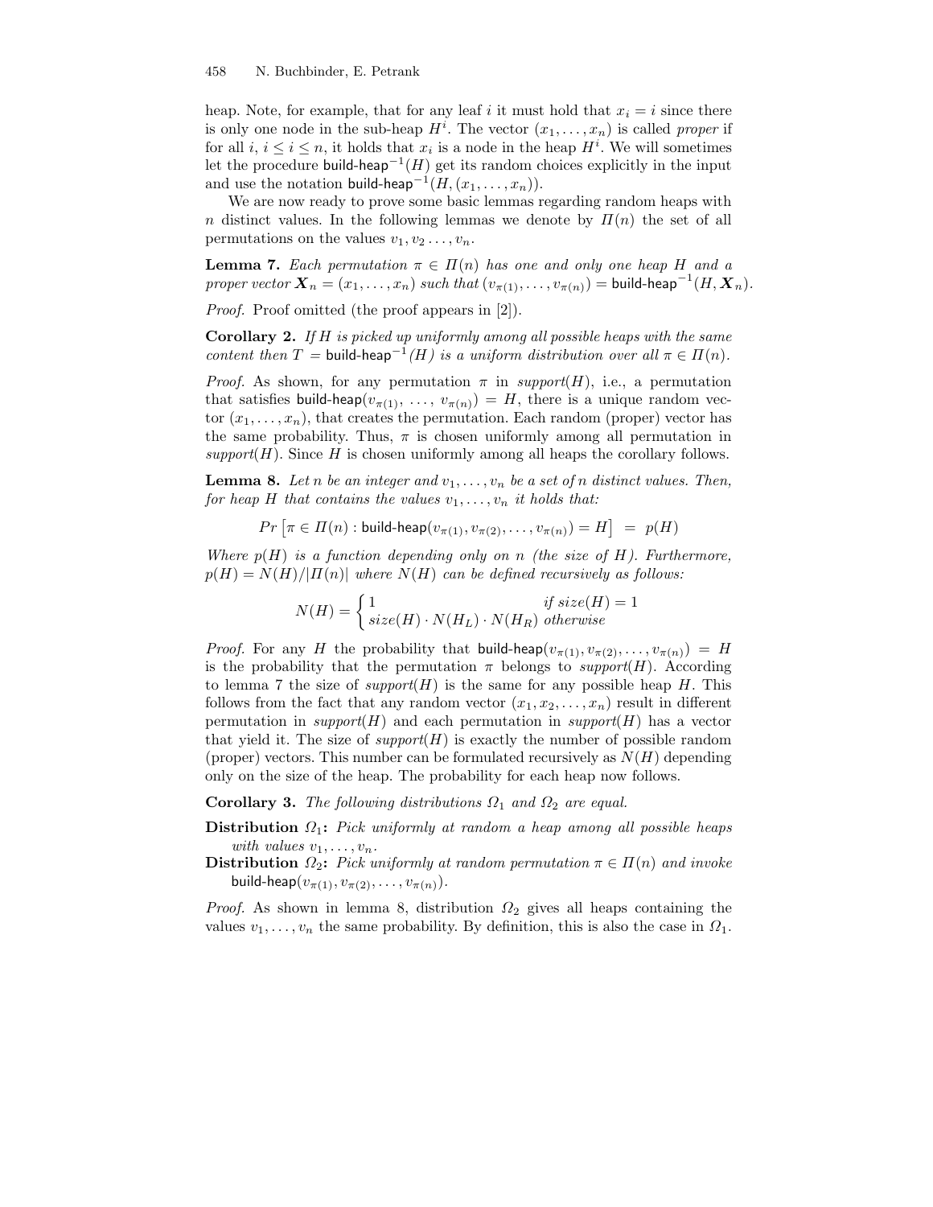heap. Note, for example, that for any leaf $i$ it must hold that $x_i = i$ since there is only one node in the sub-heap $H^i$. The vector $(x_1, \ldots, x_n)$ is called *proper* if for all $i$, $i \leq i \leq n$, it holds that $x_i$ is a node in the heap $H^i$. We will sometimes let the procedure $\mathsf{build\text{-}heap}^{-1}(H)$ get its random choices explicitly in the input and use the notation $\mathsf{build\text{-}heap}^{-1}(H, (x_1, \ldots, x_n))$.

We are now ready to prove some basic lemmas regarding random heaps with $n$ distinct values. In the following lemmas we denote by $\Pi(n)$ the set of all permutations on the values $v_1, v_2 \ldots, v_n$.

**Lemma 7.** *Each permutation $\pi \in \Pi(n)$ has one and only one heap $H$ and a proper vector $\boldsymbol{X}_n = (x_1, \ldots, x_n)$ such that $(v_{\pi(1)}, \ldots, v_{\pi(n)}) = \mathsf{build\text{-}heap}^{-1}(H, \boldsymbol{X}_n)$.*

*Proof.* Proof omitted (the proof appears in [2]).

**Corollary 2.** *If $H$ is picked up uniformly among all possible heaps with the same content then $T = \mathsf{build\text{-}heap}^{-1}(H)$ is a uniform distribution over all $\pi \in \Pi(n)$.*

*Proof.* As shown, for any permutation $\pi$ in *support*$(H)$, i.e., a permutation that satisfies $\mathsf{build\text{-}heap}(v_{\pi(1)}, \ldots, v_{\pi(n)}) = H$, there is a unique random vector $(x_1, \ldots, x_n)$, that creates the permutation. Each random (proper) vector has the same probability. Thus, $\pi$ is chosen uniformly among all permutation in *support*$(H)$. Since $H$ is chosen uniformly among all heaps the corollary follows.

**Lemma 8.** *Let $n$ be an integer and $v_1, \ldots, v_n$ be a set of $n$ distinct values. Then, for heap $H$ that contains the values $v_1, \ldots, v_n$ it holds that:*

$$Pr\left[\pi \in \Pi(n) : \mathsf{build\text{-}heap}(v_{\pi(1)}, v_{\pi(2)}, \ldots, v_{\pi(n)}) = H\right] \;=\; p(H)$$

*Where $p(H)$ is a function depending only on $n$ (the size of $H$). Furthermore, $p(H) = N(H)/|\Pi(n)|$ where $N(H)$ can be defined recursively as follows:*

$$N(H) = \begin{cases} 1 & \text{if } size(H) = 1 \\ size(H) \cdot N(H_L) \cdot N(H_R) & \text{otherwise} \end{cases}$$

*Proof.* For any $H$ the probability that $\mathsf{build\text{-}heap}(v_{\pi(1)}, v_{\pi(2)}, \ldots, v_{\pi(n)}) = H$ is the probability that the permutation $\pi$ belongs to *support*$(H)$. According to lemma 7 the size of *support*$(H)$ is the same for any possible heap $H$. This follows from the fact that any random vector $(x_1, x_2, \ldots, x_n)$ result in different permutation in *support*$(H)$ and each permutation in *support*$(H)$ has a vector that yield it. The size of *support*$(H)$ is exactly the number of possible random (proper) vectors. This number can be formulated recursively as $N(H)$ depending only on the size of the heap. The probability for each heap now follows.

**Corollary 3.** *The following distributions $\Omega_1$ and $\Omega_2$ are equal.*

**Distribution $\Omega_1$:** *Pick uniformly at random a heap among all possible heaps with values $v_1, \ldots, v_n$.*

**Distribution $\Omega_2$:** *Pick uniformly at random permutation $\pi \in \Pi(n)$ and invoke $\mathsf{build\text{-}heap}(v_{\pi(1)}, v_{\pi(2)}, \ldots, v_{\pi(n)})$.*

*Proof.* As shown in lemma 8, distribution $\Omega_2$ gives all heaps containing the values $v_1, \ldots, v_n$ the same probability. By definition, this is also the case in $\Omega_1$.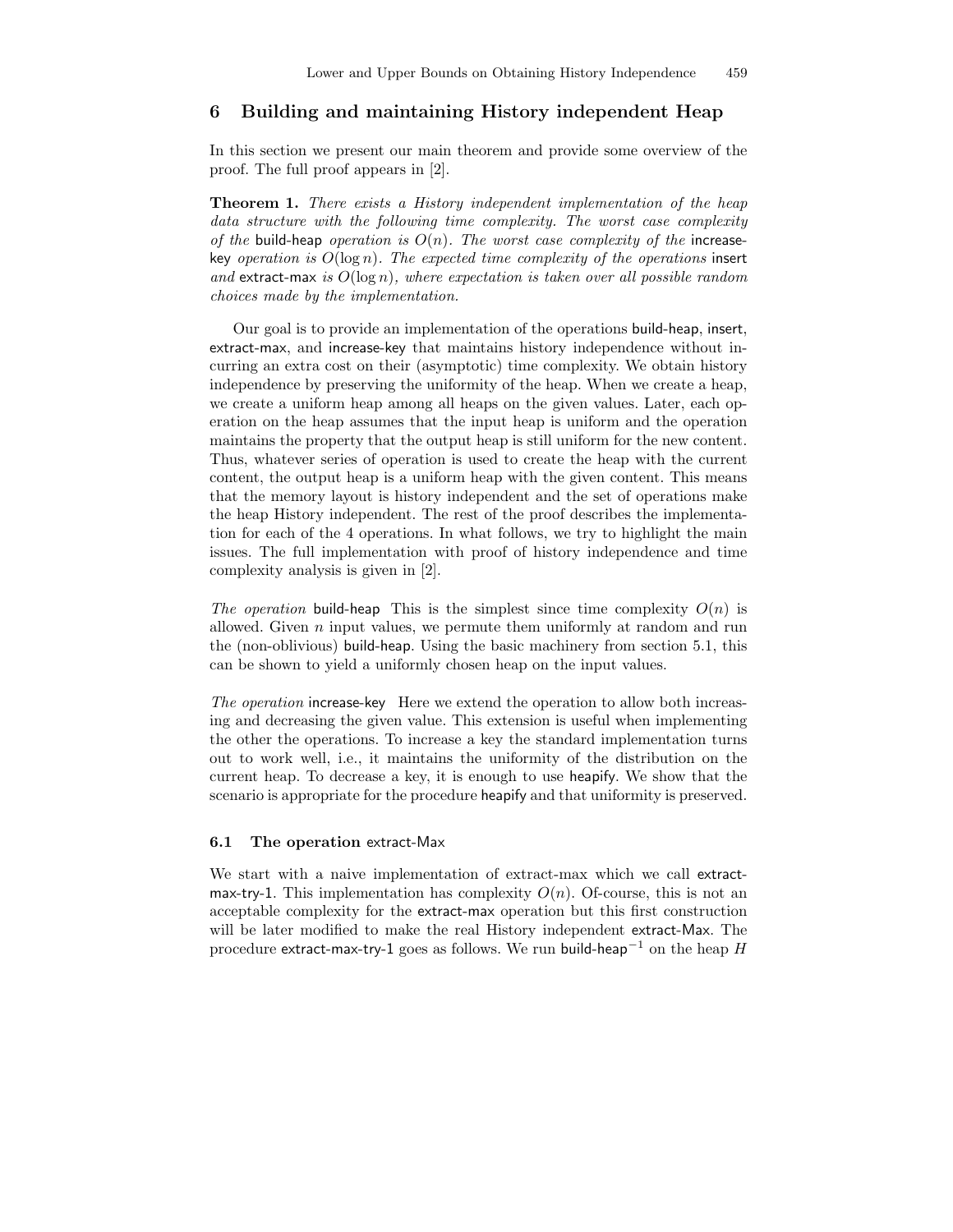## 6 Building and maintaining History independent Heap

In this section we present our main theorem and provide some overview of the proof. The full proof appears in [2].

**Theorem 1.** *There exists a History independent implementation of the heap data structure with the following time complexity. The worst case complexity of the* build-heap *operation is $O(n)$. The worst case complexity of the* increase-key *operation is $O(\log n)$. The expected time complexity of the operations* insert *and* extract-max *is $O(\log n)$, where expectation is taken over all possible random choices made by the implementation.*

Our goal is to provide an implementation of the operations build-heap, insert, extract-max, and increase-key that maintains history independence without incurring an extra cost on their (asymptotic) time complexity. We obtain history independence by preserving the uniformity of the heap. When we create a heap, we create a uniform heap among all heaps on the given values. Later, each operation on the heap assumes that the input heap is uniform and the operation maintains the property that the output heap is still uniform for the new content. Thus, whatever series of operation is used to create the heap with the current content, the output heap is a uniform heap with the given content. This means that the memory layout is history independent and the set of operations make the heap History independent. The rest of the proof describes the implementation for each of the 4 operations. In what follows, we try to highlight the main issues. The full implementation with proof of history independence and time complexity analysis is given in [2].

*The operation* build-heap This is the simplest since time complexity $O(n)$ is allowed. Given $n$ input values, we permute them uniformly at random and run the (non-oblivious) build-heap. Using the basic machinery from section 5.1, this can be shown to yield a uniformly chosen heap on the input values.

*The operation* increase-key Here we extend the operation to allow both increasing and decreasing the given value. This extension is useful when implementing the other the operations. To increase a key the standard implementation turns out to work well, i.e., it maintains the uniformity of the distribution on the current heap. To decrease a key, it is enough to use heapify. We show that the scenario is appropriate for the procedure heapify and that uniformity is preserved.

### 6.1 The operation extract-Max

We start with a naive implementation of extract-max which we call extract-max-try-1. This implementation has complexity $O(n)$. Of-course, this is not an acceptable complexity for the extract-max operation but this first construction will be later modified to make the real History independent extract-Max. The procedure extract-max-try-1 goes as follows. We run build-heap$^{-1}$ on the heap $H$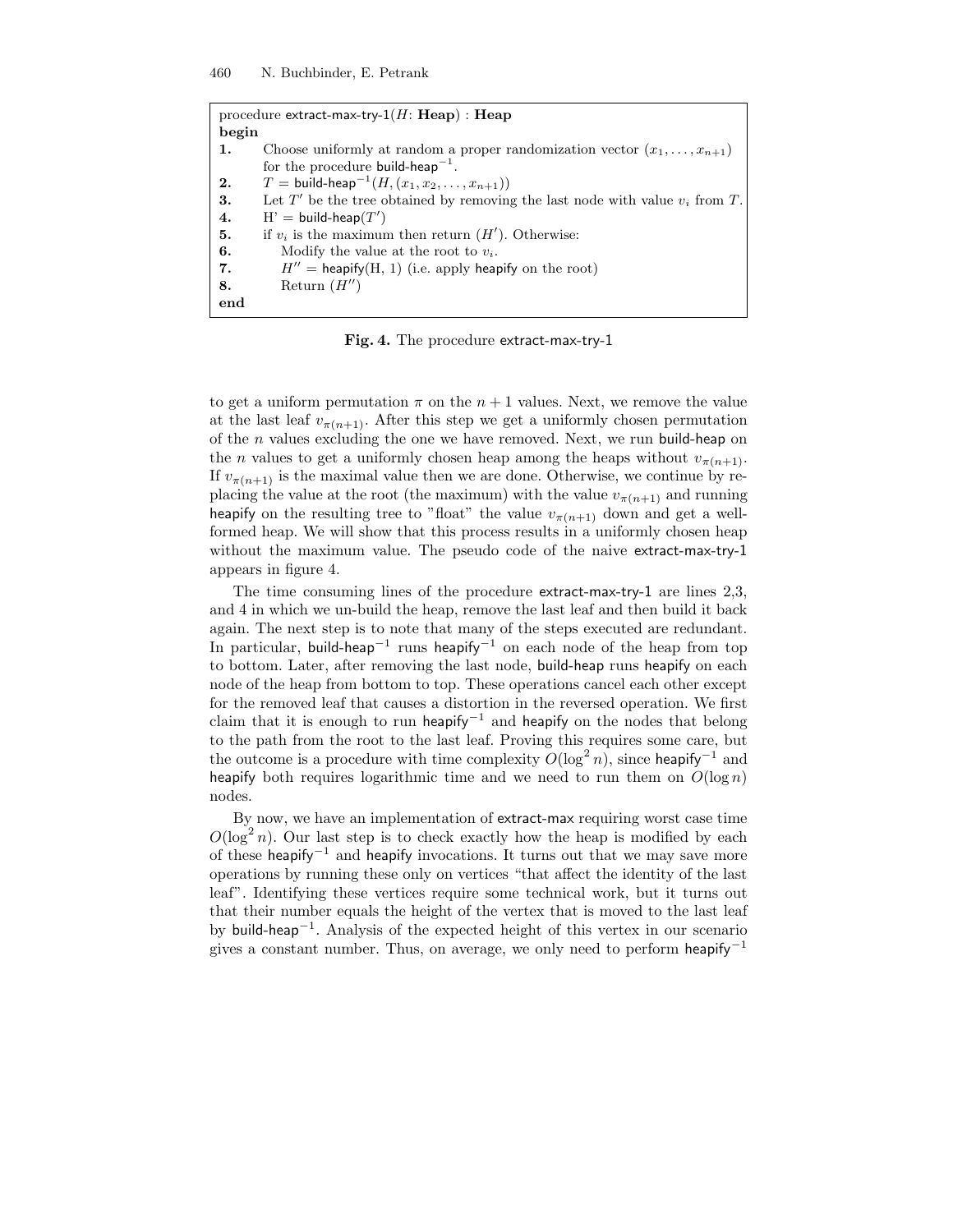```
procedure extract-max-try-1(H: Heap) : Heap
begin
1.   Choose uniformly at random a proper randomization vector (x_1, ..., x_{n+1})
     for the procedure build-heap^{-1}.
2.   T = build-heap^{-1}(H, (x_1, x_2, ..., x_{n+1}))
3.   Let T' be the tree obtained by removing the last node with value v_i from T.
4.   H' = build-heap(T')
5.   if v_i is the maximum then return (H'). Otherwise:
6.       Modify the value at the root to v_i.
7.       H'' = heapify(H, 1) (i.e. apply heapify on the root)
8.       Return (H'')
end
```

**Fig. 4.** The procedure extract-max-try-1

to get a uniform permutation $\pi$ on the $n+1$ values. Next, we remove the value at the last leaf $v_{\pi(n+1)}$. After this step we get a uniformly chosen permutation of the $n$ values excluding the one we have removed. Next, we run build-heap on the $n$ values to get a uniformly chosen heap among the heaps without $v_{\pi(n+1)}$. If $v_{\pi(n+1)}$ is the maximal value then we are done. Otherwise, we continue by replacing the value at the root (the maximum) with the value $v_{\pi(n+1)}$ and running heapify on the resulting tree to "float" the value $v_{\pi(n+1)}$ down and get a well-formed heap. We will show that this process results in a uniformly chosen heap without the maximum value. The pseudo code of the naive extract-max-try-1 appears in figure 4.

The time consuming lines of the procedure extract-max-try-1 are lines 2,3, and 4 in which we un-build the heap, remove the last leaf and then build it back again. The next step is to note that many of the steps executed are redundant. In particular, build-heap$^{-1}$ runs heapify$^{-1}$ on each node of the heap from top to bottom. Later, after removing the last node, build-heap runs heapify on each node of the heap from bottom to top. These operations cancel each other except for the removed leaf that causes a distortion in the reversed operation. We first claim that it is enough to run heapify$^{-1}$ and heapify on the nodes that belong to the path from the root to the last leaf. Proving this requires some care, but the outcome is a procedure with time complexity $O(\log^2 n)$, since heapify$^{-1}$ and heapify both requires logarithmic time and we need to run them on $O(\log n)$ nodes.

By now, we have an implementation of extract-max requiring worst case time $O(\log^2 n)$. Our last step is to check exactly how the heap is modified by each of these heapify$^{-1}$ and heapify invocations. It turns out that we may save more operations by running these only on vertices "that affect the identity of the last leaf". Identifying these vertices require some technical work, but it turns out that their number equals the height of the vertex that is moved to the last leaf by build-heap$^{-1}$. Analysis of the expected height of this vertex in our scenario gives a constant number. Thus, on average, we only need to perform heapify$^{-1}$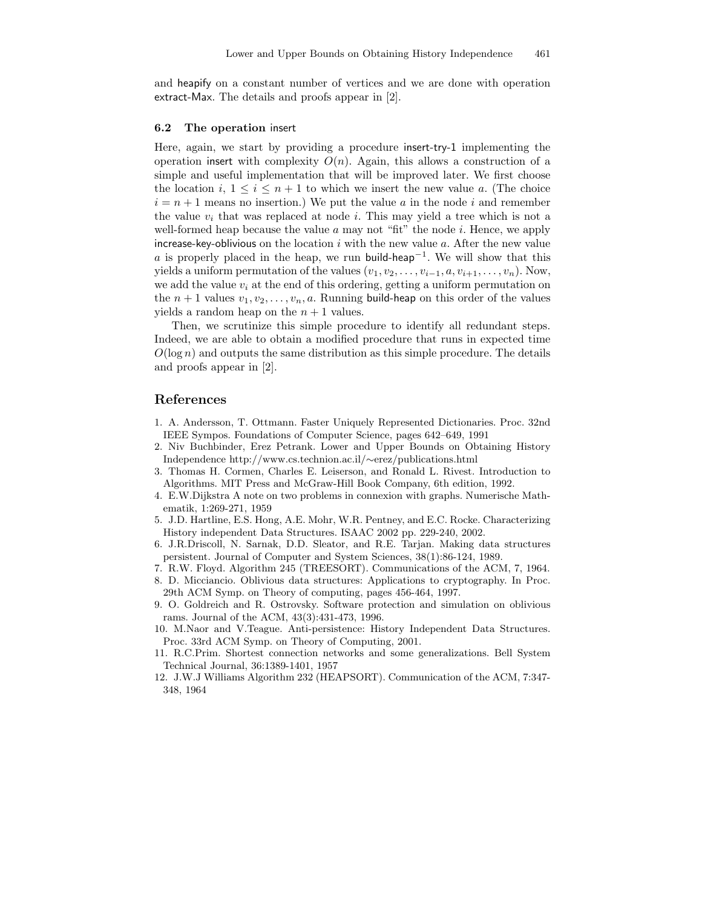and heapify on a constant number of vertices and we are done with operation extract-Max. The details and proofs appear in [2].

### 6.2 The operation insert

Here, again, we start by providing a procedure insert-try-1 implementing the operation insert with complexity $O(n)$. Again, this allows a construction of a simple and useful implementation that will be improved later. We first choose the location $i$, $1 \le i \le n+1$ to which we insert the new value $a$. (The choice $i = n+1$ means no insertion.) We put the value $a$ in the node $i$ and remember the value $v_i$ that was replaced at node $i$. This may yield a tree which is not a well-formed heap because the value $a$ may not "fit" the node $i$. Hence, we apply increase-key-oblivious on the location $i$ with the new value $a$. After the new value $a$ is properly placed in the heap, we run build-heap$^{-1}$. We will show that this yields a uniform permutation of the values $(v_1, v_2, \ldots, v_{i-1}, a, v_{i+1}, \ldots, v_n)$. Now, we add the value $v_i$ at the end of this ordering, getting a uniform permutation on the $n+1$ values $v_1, v_2, \ldots, v_n, a$. Running build-heap on this order of the values yields a random heap on the $n+1$ values.

Then, we scrutinize this simple procedure to identify all redundant steps. Indeed, we are able to obtain a modified procedure that runs in expected time $O(\log n)$ and outputs the same distribution as this simple procedure. The details and proofs appear in [2].

## References

1. A. Andersson, T. Ottmann. Faster Uniquely Represented Dictionaries. Proc. 32nd IEEE Sympos. Foundations of Computer Science, pages 642–649, 1991
2. Niv Buchbinder, Erez Petrank. Lower and Upper Bounds on Obtaining History Independence http://www.cs.technion.ac.il/∼erez/publications.html
3. Thomas H. Cormen, Charles E. Leiserson, and Ronald L. Rivest. Introduction to Algorithms. MIT Press and McGraw-Hill Book Company, 6th edition, 1992.
4. E.W.Dijkstra A note on two problems in connexion with graphs. Numerische Mathematik, 1:269-271, 1959
5. J.D. Hartline, E.S. Hong, A.E. Mohr, W.R. Pentney, and E.C. Rocke. Characterizing History independent Data Structures. ISAAC 2002 pp. 229-240, 2002.
6. J.R.Driscoll, N. Sarnak, D.D. Sleator, and R.E. Tarjan. Making data structures persistent. Journal of Computer and System Sciences, 38(1):86-124, 1989.
7. R.W. Floyd. Algorithm 245 (TREESORT). Communications of the ACM, 7, 1964.
8. D. Micciancio. Oblivious data structures: Applications to cryptography. In Proc. 29th ACM Symp. on Theory of computing, pages 456-464, 1997.
9. O. Goldreich and R. Ostrovsky. Software protection and simulation on oblivious rams. Journal of the ACM, 43(3):431-473, 1996.
10. M.Naor and V.Teague. Anti-persistence: History Independent Data Structures. Proc. 33rd ACM Symp. on Theory of Computing, 2001.
11. R.C.Prim. Shortest connection networks and some generalizations. Bell System Technical Journal, 36:1389-1401, 1957
12. J.W.J Williams Algorithm 232 (HEAPSORT). Communication of the ACM, 7:347-348, 1964